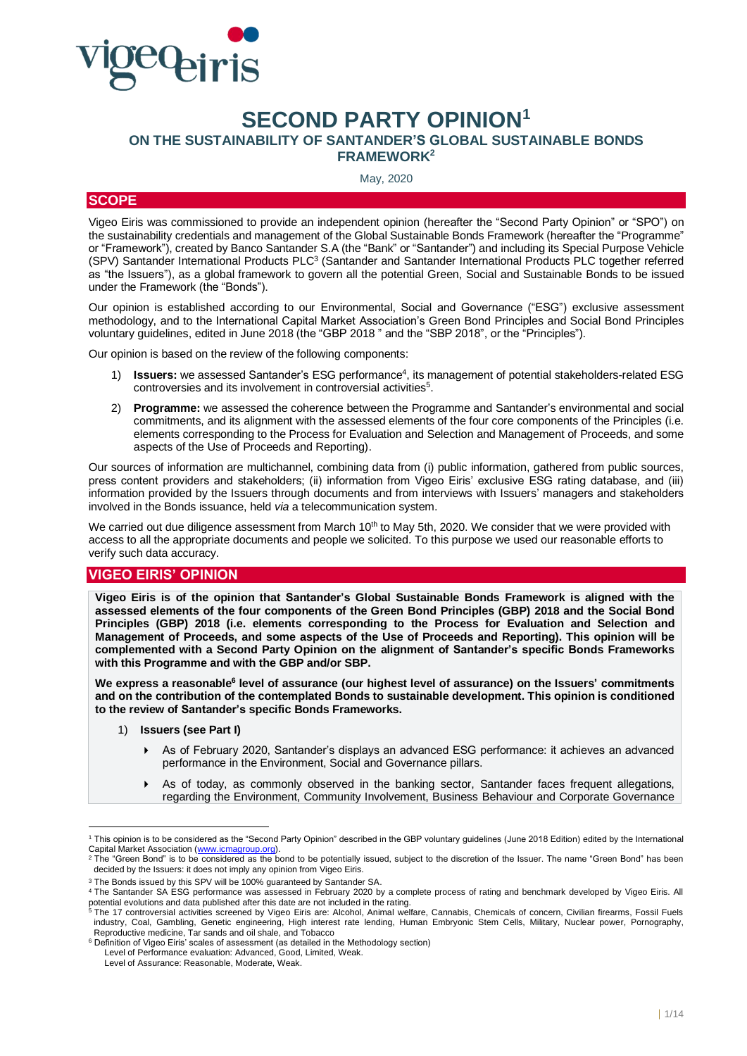# SECOND PARTY OPINION[1]

## ON THE SUSTAINABILITY OF SANTANDER'S GLOBAL SUSTAINABLE BONDS FRAMEWORK[2]

May, 2020

## SCOPE

Vigeo Eiris was commissioned to provide an independent opinion (hereafter the "Second Party Opinion" or "SPO") on the sustainability credentials and management of the Global Sustainable Bonds Framework (hereafter the "Programme" or "Framework"), created by Banco Santander S.A (the "Bank" or "Santander") and including its Special Purpose Vehicle (SPV) Santander International Products PLC[3] (Santander and Santander International Products PLC together referred as "the Issuers"), as a global framework to govern all the potential Green, Social and Sustainable Bonds to be issued under the Framework (the "Bonds").

Our opinion is established according to our Environmental, Social and Governance ("ESG") exclusive assessment methodology, and to the International Capital Market Association's Green Bond Principles and Social Bond Principles voluntary guidelines, edited in June 2018 (the "GBP 2018 " and the "SBP 2018", or the "Principles").

Our opinion is based on the review of the following components:

1) **Issuers:** we assessed Santander's ESG performance[4], its management of potential stakeholders-related ESG controversies and its involvement in controversial activities[5].
2) **Programme:** we assessed the coherence between the Programme and Santander's environmental and social commitments, and its alignment with the assessed elements of the four core components of the Principles (i.e. elements corresponding to the Process for Evaluation and Selection and Management of Proceeds, and some aspects of the Use of Proceeds and Reporting).

Our sources of information are multichannel, combining data from (i) public information, gathered from public sources, press content providers and stakeholders; (ii) information from Vigeo Eiris' exclusive ESG rating database, and (iii) information provided by the Issuers through documents and from interviews with Issuers' managers and stakeholders involved in the Bonds issuance, held *via* a telecommunication system.

We carried out due diligence assessment from March 10th to May 5th, 2020. We consider that we were provided with access to all the appropriate documents and people we solicited. To this purpose we used our reasonable efforts to verify such data accuracy.

## VIGEO EIRIS' OPINION

**Vigeo Eiris is of the opinion that Santander's Global Sustainable Bonds Framework is aligned with the assessed elements of the four components of the Green Bond Principles (GBP) 2018 and the Social Bond Principles (GBP) 2018 (i.e. elements corresponding to the Process for Evaluation and Selection and Management of Proceeds, and some aspects of the Use of Proceeds and Reporting). This opinion will be complemented with a Second Party Opinion on the alignment of Santander's specific Bonds Frameworks with this Programme and with the GBP and/or SBP.**

**We express a reasonable[6] level of assurance (our highest level of assurance) on the Issuers' commitments and on the contribution of the contemplated Bonds to sustainable development. This opinion is conditioned to the review of Santander's specific Bonds Frameworks.**

1) **Issuers (see Part I)**
   - As of February 2020, Santander's displays an advanced ESG performance: it achieves an advanced performance in the Environment, Social and Governance pillars.
   - As of today, as commonly observed in the banking sector, Santander faces frequent allegations, regarding the Environment, Community Involvement, Business Behaviour and Corporate Governance

---

[1] This opinion is to be considered as the "Second Party Opinion" described in the GBP voluntary guidelines (June 2018 Edition) edited by the International Capital Market Association (www.icmagroup.org).

[2] The "Green Bond" is to be considered as the bond to be potentially issued, subject to the discretion of the Issuer. The name "Green Bond" has been decided by the Issuers: it does not imply any opinion from Vigeo Eiris.

[3] The Bonds issued by this SPV will be 100% guaranteed by Santander SA.

[4] The Santander SA ESG performance was assessed in February 2020 by a complete process of rating and benchmark developed by Vigeo Eiris. All potential evolutions and data published after this date are not included in the rating.

[5] The 17 controversial activities screened by Vigeo Eiris are: Alcohol, Animal welfare, Cannabis, Chemicals of concern, Civilian firearms, Fossil Fuels industry, Coal, Gambling, Genetic engineering, High interest rate lending, Human Embryonic Stem Cells, Military, Nuclear power, Pornography, Reproductive medicine, Tar sands and oil shale, and Tobacco

[6] Definition of Vigeo Eiris' scales of assessment (as detailed in the Methodology section)
Level of Performance evaluation: Advanced, Good, Limited, Weak.
Level of Assurance: Reasonable, Moderate, Weak.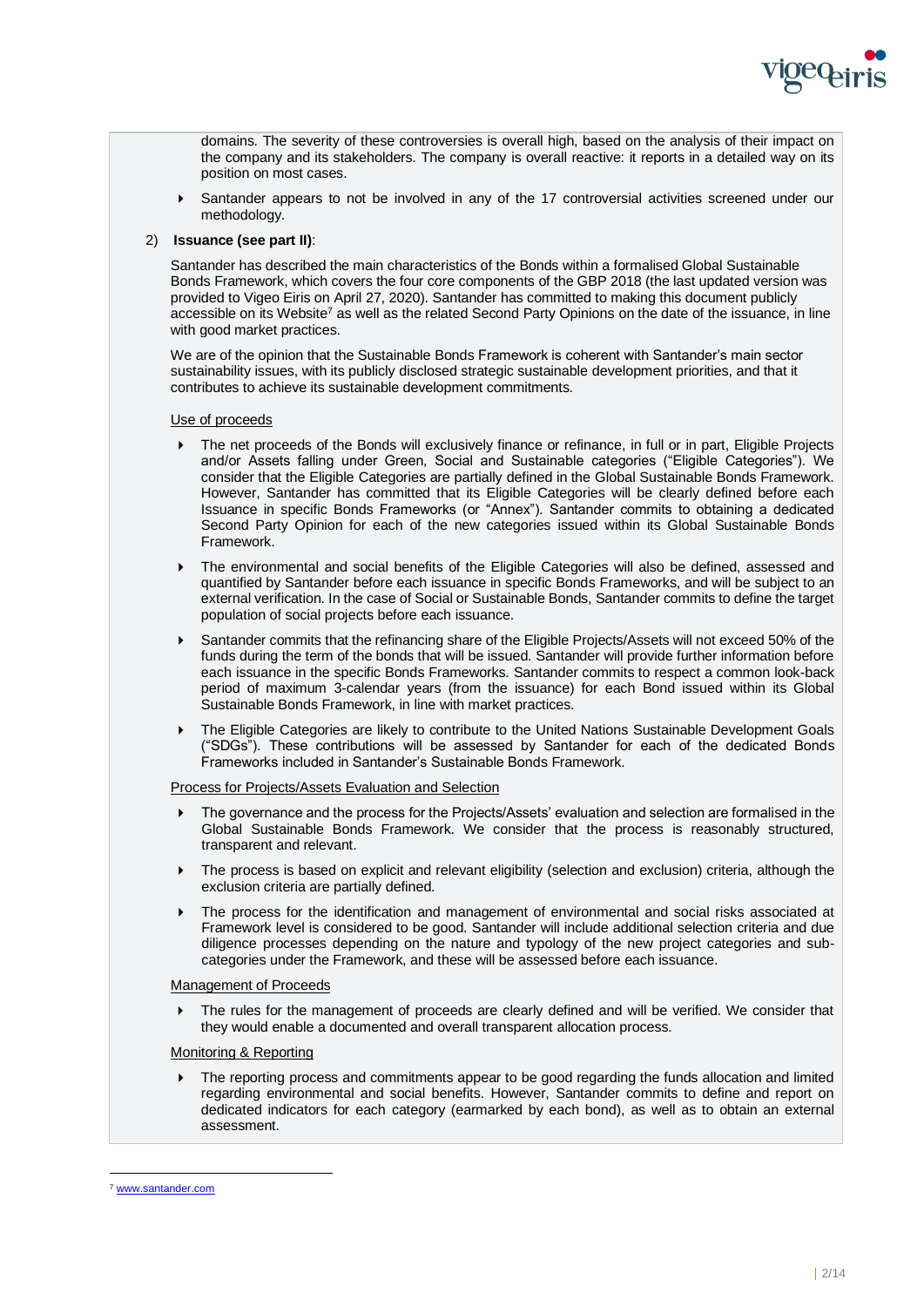domains. The severity of these controversies is overall high, based on the analysis of their impact on the company and its stakeholders. The company is overall reactive: it reports in a detailed way on its position on most cases.

- Santander appears to not be involved in any of the 17 controversial activities screened under our methodology.

2) **Issuance (see part II)**:

Santander has described the main characteristics of the Bonds within a formalised Global Sustainable Bonds Framework, which covers the four core components of the GBP 2018 (the last updated version was provided to Vigeo Eiris on April 27, 2020). Santander has committed to making this document publicly accessible on its Website[7] as well as the related Second Party Opinions on the date of the issuance, in line with good market practices.

We are of the opinion that the Sustainable Bonds Framework is coherent with Santander's main sector sustainability issues, with its publicly disclosed strategic sustainable development priorities, and that it contributes to achieve its sustainable development commitments.

Use of proceeds

- The net proceeds of the Bonds will exclusively finance or refinance, in full or in part, Eligible Projects and/or Assets falling under Green, Social and Sustainable categories ("Eligible Categories"). We consider that the Eligible Categories are partially defined in the Global Sustainable Bonds Framework. However, Santander has committed that its Eligible Categories will be clearly defined before each Issuance in specific Bonds Frameworks (or "Annex"). Santander commits to obtaining a dedicated Second Party Opinion for each of the new categories issued within its Global Sustainable Bonds Framework.
- The environmental and social benefits of the Eligible Categories will also be defined, assessed and quantified by Santander before each issuance in specific Bonds Frameworks, and will be subject to an external verification. In the case of Social or Sustainable Bonds, Santander commits to define the target population of social projects before each issuance.
- Santander commits that the refinancing share of the Eligible Projects/Assets will not exceed 50% of the funds during the term of the bonds that will be issued. Santander will provide further information before each issuance in the specific Bonds Frameworks. Santander commits to respect a common look-back period of maximum 3-calendar years (from the issuance) for each Bond issued within its Global Sustainable Bonds Framework, in line with market practices.
- The Eligible Categories are likely to contribute to the United Nations Sustainable Development Goals ("SDGs"). These contributions will be assessed by Santander for each of the dedicated Bonds Frameworks included in Santander's Sustainable Bonds Framework.

Process for Projects/Assets Evaluation and Selection

- The governance and the process for the Projects/Assets' evaluation and selection are formalised in the Global Sustainable Bonds Framework. We consider that the process is reasonably structured, transparent and relevant.
- The process is based on explicit and relevant eligibility (selection and exclusion) criteria, although the exclusion criteria are partially defined.
- The process for the identification and management of environmental and social risks associated at Framework level is considered to be good. Santander will include additional selection criteria and due diligence processes depending on the nature and typology of the new project categories and sub-categories under the Framework, and these will be assessed before each issuance.

Management of Proceeds

- The rules for the management of proceeds are clearly defined and will be verified. We consider that they would enable a documented and overall transparent allocation process.

Monitoring & Reporting

- The reporting process and commitments appear to be good regarding the funds allocation and limited regarding environmental and social benefits. However, Santander commits to define and report on dedicated indicators for each category (earmarked by each bond), as well as to obtain an external assessment.

[7] www.santander.com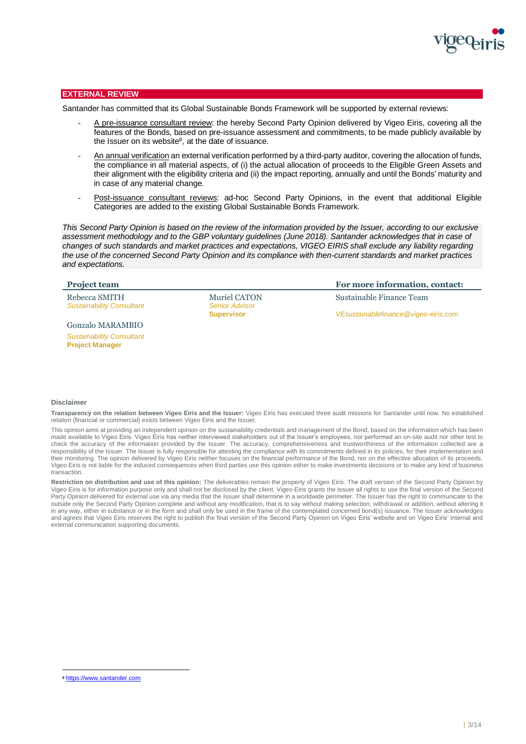## EXTERNAL REVIEW

Santander has committed that its Global Sustainable Bonds Framework will be supported by external reviews:

- A pre-issuance consultant review: the hereby Second Party Opinion delivered by Vigeo Eiris, covering all the features of the Bonds, based on pre-issuance assessment and commitments, to be made publicly available by the Issuer on its website[8], at the date of issuance.
- An annual verification an external verification performed by a third-party auditor, covering the allocation of funds, the compliance in all material aspects, of (i) the actual allocation of proceeds to the Eligible Green Assets and their alignment with the eligibility criteria and (ii) the impact reporting, annually and until the Bonds' maturity and in case of any material change.
- Post-issuance consultant reviews: ad-hoc Second Party Opinions, in the event that additional Eligible Categories are added to the existing Global Sustainable Bonds Framework.

*This Second Party Opinion is based on the review of the information provided by the Issuer, according to our exclusive assessment methodology and to the GBP voluntary guidelines (June 2018). Santander acknowledges that in case of changes of such standards and market practices and expectations, VIGEO EIRIS shall exclude any liability regarding the use of the concerned Second Party Opinion and its compliance with then-current standards and market practices and expectations.*

**Project team**

Rebecca SMITH
*Sustainability Consultant*

Gonzalo MARAMBIO
*Sustainability Consultant*
**Project Manager**

Muriel CATON
*Senior Advisor*
**Supervisor**

**For more information, contact:**

Sustainable Finance Team

*VEsustainablefinance@vigeo-eiris.com*

**Disclaimer**

**Transparency on the relation between Vigeo Eiris and the Issuer:** Vigeo Eiris has executed three audit missions for Santander until now. No established relation (financial or commercial) exists between Vigeo Eiris and the Issuer.

This opinion aims at providing an independent opinion on the sustainability credentials and management of the Bond, based on the information which has been made available to Vigeo Eiris. Vigeo Eiris has neither interviewed stakeholders out of the Issuer's employees, nor performed an on-site audit nor other test to check the accuracy of the information provided by the Issuer. The accuracy, comprehensiveness and trustworthiness of the information collected are a responsibility of the Issuer. The Issuer is fully responsible for attesting the compliance with its commitments defined in its policies, for their implementation and their monitoring. The opinion delivered by Vigeo Eiris neither focuses on the financial performance of the Bond, nor on the effective allocation of its proceeds. Vigeo Eiris is not liable for the induced consequences when third parties use this opinion either to make investments decisions or to make any kind of business transaction.

**Restriction on distribution and use of this opinion:** The deliverables remain the property of Vigeo Eiris. The draft version of the Second Party Opinion by Vigeo Eiris is for information purpose only and shall not be disclosed by the client. Vigeo Eiris grants the Issuer all rights to use the final version of the Second Party Opinion delivered for external use via any media that the Issuer shall determine in a worldwide perimeter. The Issuer has the right to communicate to the outside only the Second Party Opinion complete and without any modification, that is to say without making selection, withdrawal or addition, without altering it in any way, either in substance or in the form and shall only be used in the frame of the contemplated concerned bond(s) issuance. The Issuer acknowledges and agrees that Vigeo Eiris reserves the right to publish the final version of the Second Party Opinion on Vigeo Eiris' website and on Vigeo Eiris' internal and external communication supporting documents.

[8] https://www.santander.com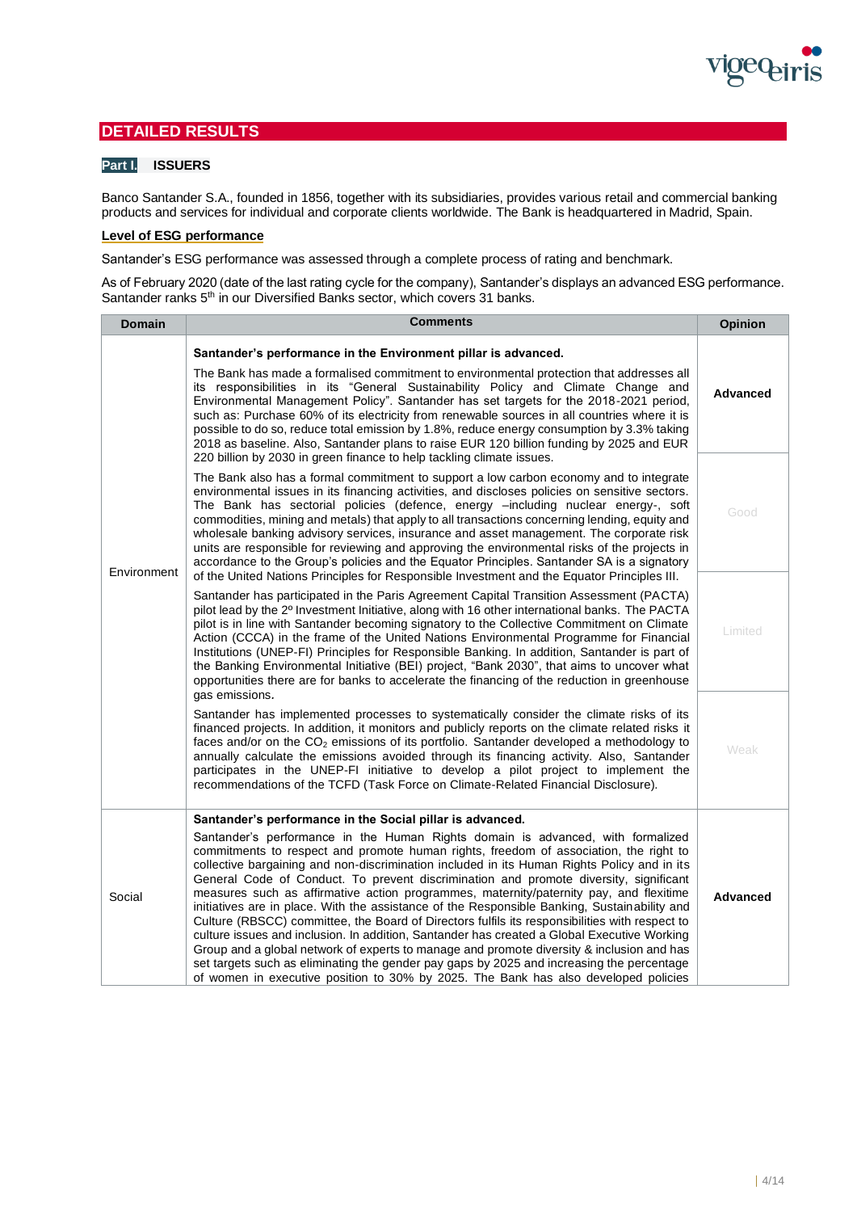## DETAILED RESULTS

### Part I. ISSUERS

Banco Santander S.A., founded in 1856, together with its subsidiaries, provides various retail and commercial banking products and services for individual and corporate clients worldwide. The Bank is headquartered in Madrid, Spain.

**Level of ESG performance**

Santander's ESG performance was assessed through a complete process of rating and benchmark.

As of February 2020 (date of the last rating cycle for the company), Santander's displays an advanced ESG performance. Santander ranks 5th in our Diversified Banks sector, which covers 31 banks.

| Domain | Comments | Opinion |
|---|---|---|
| Environment | **Santander's performance in the Environment pillar is advanced.**<br><br>The Bank has made a formalised commitment to environmental protection that addresses all its responsibilities in its "General Sustainability Policy and Climate Change and Environmental Management Policy". Santander has set targets for the 2018-2021 period, such as: Purchase 60% of its electricity from renewable sources in all countries where it is possible to do so, reduce total emission by 1.8%, reduce energy consumption by 3.3% taking 2018 as baseline. Also, Santander plans to raise EUR 120 billion funding by 2025 and EUR 220 billion by 2030 in green finance to help tackling climate issues.<br><br>The Bank also has a formal commitment to support a low carbon economy and to integrate environmental issues in its financing activities, and discloses policies on sensitive sectors. The Bank has sectorial policies (defence, energy –including nuclear energy-, soft commodities, mining and metals) that apply to all transactions concerning lending, equity and wholesale banking advisory services, insurance and asset management. The corporate risk units are responsible for reviewing and approving the environmental risks of the projects in accordance to the Group's policies and the Equator Principles. Santander SA is a signatory of the United Nations Principles for Responsible Investment and the Equator Principles III.<br><br>Santander has participated in the Paris Agreement Capital Transition Assessment (PACTA) pilot lead by the 2º Investment Initiative, along with 16 other international banks. The PACTA pilot is in line with Santander becoming signatory to the Collective Commitment on Climate Action (CCCA) in the frame of the United Nations Environmental Programme for Financial Institutions (UNEP-FI) Principles for Responsible Banking. In addition, Santander is part of the Banking Environmental Initiative (BEI) project, "Bank 2030", that aims to uncover what opportunities there are for banks to accelerate the financing of the reduction in greenhouse gas emissions.<br><br>Santander has implemented processes to systematically consider the climate risks of its financed projects. In addition, it monitors and publicly reports on the climate related risks it faces and/or on the $CO_2$ emissions of its portfolio. Santander developed a methodology to annually calculate the emissions avoided through its financing activity. Also, Santander participates in the UNEP-FI initiative to develop a pilot project to implement the recommendations of the TCFD (Task Force on Climate-Related Financial Disclosure). | **Advanced**<br><br>Good<br><br>Limited<br><br>Weak |
| Social | **Santander's performance in the Social pillar is advanced.**<br><br>Santander's performance in the Human Rights domain is advanced, with formalized commitments to respect and promote human rights, freedom of association, the right to collective bargaining and non-discrimination included in its Human Rights Policy and in its General Code of Conduct. To prevent discrimination and promote diversity, significant measures such as affirmative action programmes, maternity/paternity pay, and flexitime initiatives are in place. With the assistance of the Responsible Banking, Sustainability and Culture (RBSCC) committee, the Board of Directors fulfils its responsibilities with respect to culture issues and inclusion. In addition, Santander has created a Global Executive Working Group and a global network of experts to manage and promote diversity & inclusion and has set targets such as eliminating the gender pay gaps by 2025 and increasing the percentage of women in executive position to 30% by 2025. The Bank has also developed policies | **Advanced** |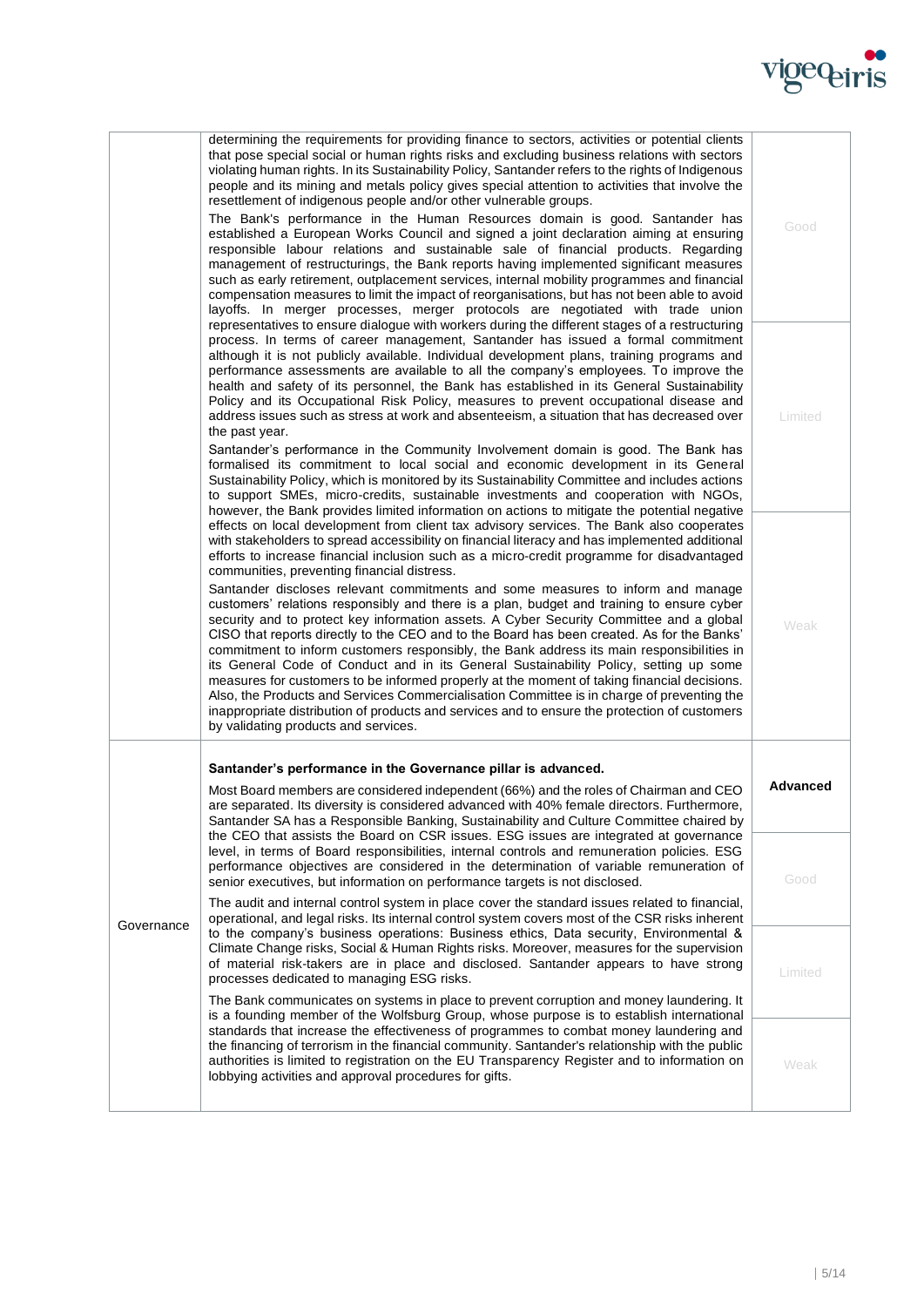| | | |
|---|---|---|
| | determining the requirements for providing finance to sectors, activities or potential clients that pose special social or human rights risks and excluding business relations with sectors violating human rights. In its Sustainability Policy, Santander refers to the rights of Indigenous people and its mining and metals policy gives special attention to activities that involve the resettlement of indigenous people and/or other vulnerable groups.<br><br>The Bank's performance in the Human Resources domain is good. Santander has established a European Works Council and signed a joint declaration aiming at ensuring responsible labour relations and sustainable sale of financial products. Regarding management of restructurings, the Bank reports having implemented significant measures such as early retirement, outplacement services, internal mobility programmes and financial compensation measures to limit the impact of reorganisations, but has not been able to avoid layoffs. In merger processes, merger protocols are negotiated with trade union representatives to ensure dialogue with workers during the different stages of a restructuring process. In terms of career management, Santander has issued a formal commitment although it is not publicly available. Individual development plans, training programs and performance assessments are available to all the company's employees. To improve the health and safety of its personnel, the Bank has established in its General Sustainability Policy and its Occupational Risk Policy, measures to prevent occupational disease and address issues such as stress at work and absenteeism, a situation that has decreased over the past year.<br><br>Santander's performance in the Community Involvement domain is good. The Bank has formalised its commitment to local social and economic development in its General Sustainability Policy, which is monitored by its Sustainability Committee and includes actions to support SMEs, micro-credits, sustainable investments and cooperation with NGOs, however, the Bank provides limited information on actions to mitigate the potential negative effects on local development from client tax advisory services. The Bank also cooperates with stakeholders to spread accessibility on financial literacy and has implemented additional efforts to increase financial inclusion such as a micro-credit programme for disadvantaged communities, preventing financial distress.<br><br>Santander discloses relevant commitments and some measures to inform and manage customers' relations responsibly and there is a plan, budget and training to ensure cyber security and to protect key information assets. A Cyber Security Committee and a global CISO that reports directly to the CEO and to the Board has been created. As for the Banks' commitment to inform customers responsibly, the Bank address its main responsibilities in its General Code of Conduct and in its General Sustainability Policy, setting up some measures for customers to be informed properly at the moment of taking financial decisions. Also, the Products and Services Commercialisation Committee is in charge of preventing the inappropriate distribution of products and services and to ensure the protection of customers by validating products and services. | Good<br><br>Limited<br><br>Weak |
| Governance | **Santander's performance in the Governance pillar is advanced.**<br><br>Most Board members are considered independent (66%) and the roles of Chairman and CEO are separated. Its diversity is considered advanced with 40% female directors. Furthermore, Santander SA has a Responsible Banking, Sustainability and Culture Committee chaired by the CEO that assists the Board on CSR issues. ESG issues are integrated at governance level, in terms of Board responsibilities, internal controls and remuneration policies. ESG performance objectives are considered in the determination of variable remuneration of senior executives, but information on performance targets is not disclosed.<br><br>The audit and internal control system in place cover the standard issues related to financial, operational, and legal risks. Its internal control system covers most of the CSR risks inherent to the company's business operations: Business ethics, Data security, Environmental & Climate Change risks, Social & Human Rights risks. Moreover, measures for the supervision of material risk-takers are in place and disclosed. Santander appears to have strong processes dedicated to managing ESG risks.<br><br>The Bank communicates on systems in place to prevent corruption and money laundering. It is a founding member of the Wolfsburg Group, whose purpose is to establish international standards that increase the effectiveness of programmes to combat money laundering and the financing of terrorism in the financial community. Santander's relationship with the public authorities is limited to registration on the EU Transparency Register and to information on lobbying activities and approval procedures for gifts. | **Advanced**<br><br>Good<br><br>Limited<br><br>Weak |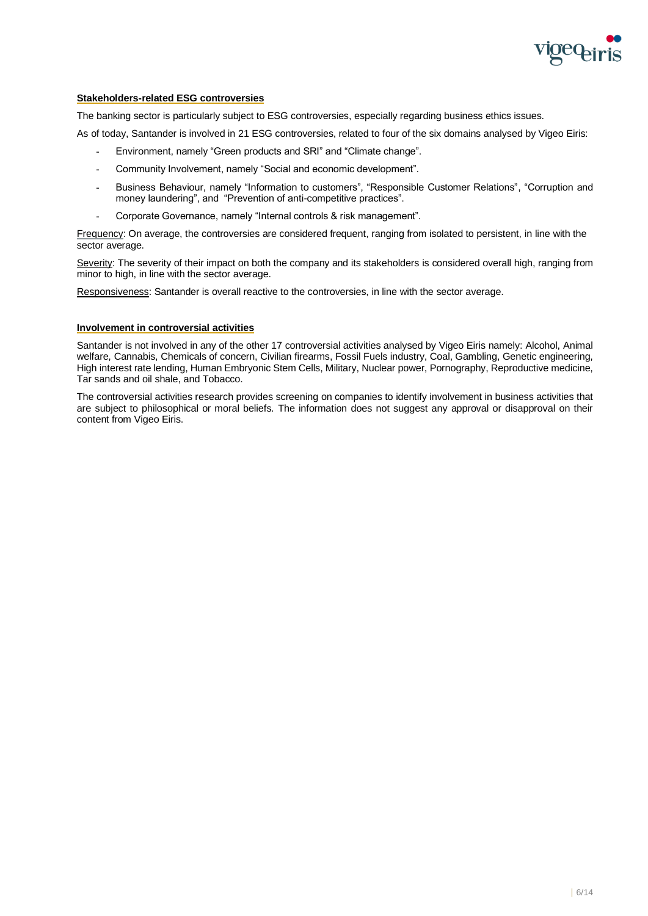**Stakeholders-related ESG controversies**

The banking sector is particularly subject to ESG controversies, especially regarding business ethics issues.

As of today, Santander is involved in 21 ESG controversies, related to four of the six domains analysed by Vigeo Eiris:

- Environment, namely “Green products and SRI” and “Climate change”.
- Community Involvement, namely “Social and economic development”.
- Business Behaviour, namely “Information to customers”, “Responsible Customer Relations”, “Corruption and money laundering”, and “Prevention of anti-competitive practices”.
- Corporate Governance, namely “Internal controls & risk management”.

Frequency: On average, the controversies are considered frequent, ranging from isolated to persistent, in line with the sector average.

Severity: The severity of their impact on both the company and its stakeholders is considered overall high, ranging from minor to high, in line with the sector average.

Responsiveness: Santander is overall reactive to the controversies, in line with the sector average.

**Involvement in controversial activities**

Santander is not involved in any of the other 17 controversial activities analysed by Vigeo Eiris namely: Alcohol, Animal welfare, Cannabis, Chemicals of concern, Civilian firearms, Fossil Fuels industry, Coal, Gambling, Genetic engineering, High interest rate lending, Human Embryonic Stem Cells, Military, Nuclear power, Pornography, Reproductive medicine, Tar sands and oil shale, and Tobacco.

The controversial activities research provides screening on companies to identify involvement in business activities that are subject to philosophical or moral beliefs. The information does not suggest any approval or disapproval on their content from Vigeo Eiris.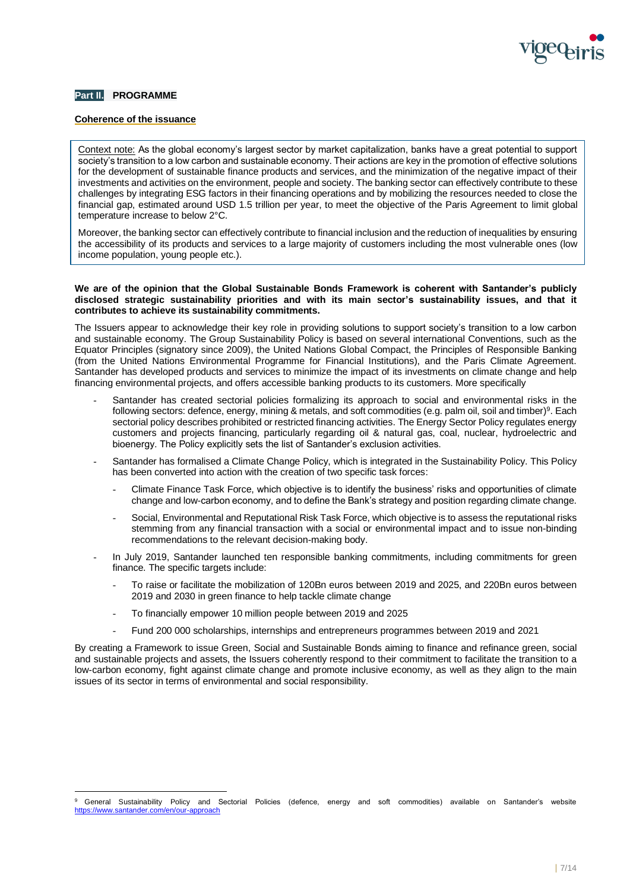## Part II. PROGRAMME

### Coherence of the issuance

> Context note: As the global economy's largest sector by market capitalization, banks have a great potential to support society's transition to a low carbon and sustainable economy. Their actions are key in the promotion of effective solutions for the development of sustainable finance products and services, and the minimization of the negative impact of their investments and activities on the environment, people and society. The banking sector can effectively contribute to these challenges by integrating ESG factors in their financing operations and by mobilizing the resources needed to close the financial gap, estimated around USD 1.5 trillion per year, to meet the objective of the Paris Agreement to limit global temperature increase to below 2°C.
>
> Moreover, the banking sector can effectively contribute to financial inclusion and the reduction of inequalities by ensuring the accessibility of its products and services to a large majority of customers including the most vulnerable ones (low income population, young people etc.).

**We are of the opinion that the Global Sustainable Bonds Framework is coherent with Santander's publicly disclosed strategic sustainability priorities and with its main sector's sustainability issues, and that it contributes to achieve its sustainability commitments.**

The Issuers appear to acknowledge their key role in providing solutions to support society's transition to a low carbon and sustainable economy. The Group Sustainability Policy is based on several international Conventions, such as the Equator Principles (signatory since 2009), the United Nations Global Compact, the Principles of Responsible Banking (from the United Nations Environmental Programme for Financial Institutions), and the Paris Climate Agreement. Santander has developed products and services to minimize the impact of its investments on climate change and help financing environmental projects, and offers accessible banking products to its customers. More specifically

- Santander has created sectorial policies formalizing its approach to social and environmental risks in the following sectors: defence, energy, mining & metals, and soft commodities (e.g. palm oil, soil and timber)[9]. Each sectorial policy describes prohibited or restricted financing activities. The Energy Sector Policy regulates energy customers and projects financing, particularly regarding oil & natural gas, coal, nuclear, hydroelectric and bioenergy. The Policy explicitly sets the list of Santander's exclusion activities.
- Santander has formalised a Climate Change Policy, which is integrated in the Sustainability Policy. This Policy has been converted into action with the creation of two specific task forces:
  - Climate Finance Task Force, which objective is to identify the business' risks and opportunities of climate change and low-carbon economy, and to define the Bank's strategy and position regarding climate change.
  - Social, Environmental and Reputational Risk Task Force, which objective is to assess the reputational risks stemming from any financial transaction with a social or environmental impact and to issue non-binding recommendations to the relevant decision-making body.
- In July 2019, Santander launched ten responsible banking commitments, including commitments for green finance. The specific targets include:
  - To raise or facilitate the mobilization of 120Bn euros between 2019 and 2025, and 220Bn euros between 2019 and 2030 in green finance to help tackle climate change
  - To financially empower 10 million people between 2019 and 2025
  - Fund 200 000 scholarships, internships and entrepreneurs programmes between 2019 and 2021

By creating a Framework to issue Green, Social and Sustainable Bonds aiming to finance and refinance green, social and sustainable projects and assets, the Issuers coherently respond to their commitment to facilitate the transition to a low-carbon economy, fight against climate change and promote inclusive economy, as well as they align to the main issues of its sector in terms of environmental and social responsibility.

---

[9] General Sustainability Policy and Sectorial Policies (defence, energy and soft commodities) available on Santander's website https://www.santander.com/en/our-approach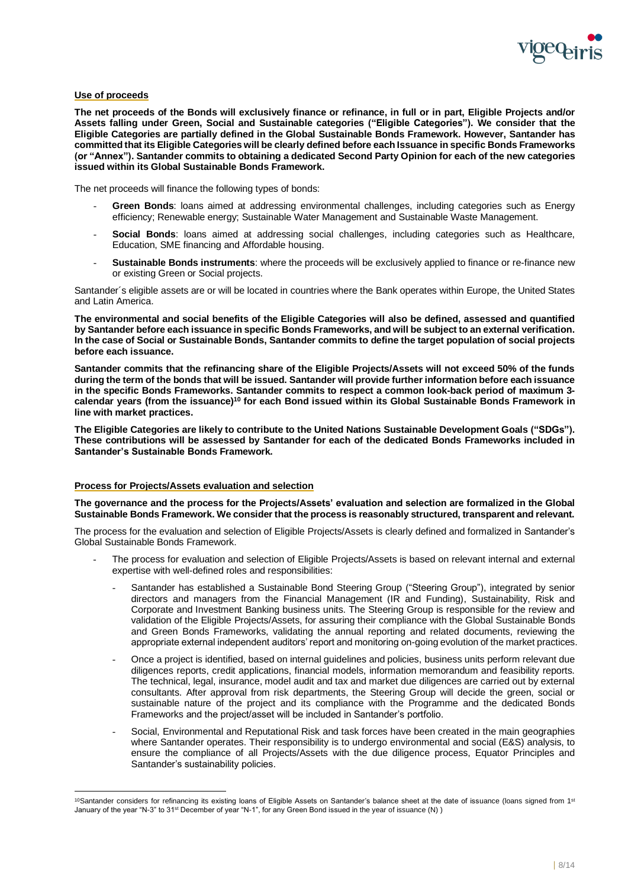**Use of proceeds**

**The net proceeds of the Bonds will exclusively finance or refinance, in full or in part, Eligible Projects and/or Assets falling under Green, Social and Sustainable categories ("Eligible Categories"). We consider that the Eligible Categories are partially defined in the Global Sustainable Bonds Framework. However, Santander has committed that its Eligible Categories will be clearly defined before each Issuance in specific Bonds Frameworks (or "Annex"). Santander commits to obtaining a dedicated Second Party Opinion for each of the new categories issued within its Global Sustainable Bonds Framework.**

The net proceeds will finance the following types of bonds:

- **Green Bonds**: loans aimed at addressing environmental challenges, including categories such as Energy efficiency; Renewable energy; Sustainable Water Management and Sustainable Waste Management.
- **Social Bonds**: loans aimed at addressing social challenges, including categories such as Healthcare, Education, SME financing and Affordable housing.
- **Sustainable Bonds instruments**: where the proceeds will be exclusively applied to finance or re-finance new or existing Green or Social projects.

Santander´s eligible assets are or will be located in countries where the Bank operates within Europe, the United States and Latin America.

**The environmental and social benefits of the Eligible Categories will also be defined, assessed and quantified by Santander before each issuance in specific Bonds Frameworks, and will be subject to an external verification. In the case of Social or Sustainable Bonds, Santander commits to define the target population of social projects before each issuance.**

**Santander commits that the refinancing share of the Eligible Projects/Assets will not exceed 50% of the funds during the term of the bonds that will be issued. Santander will provide further information before each issuance in the specific Bonds Frameworks. Santander commits to respect a common look-back period of maximum 3-calendar years (from the issuance)[10] for each Bond issued within its Global Sustainable Bonds Framework in line with market practices.**

**The Eligible Categories are likely to contribute to the United Nations Sustainable Development Goals ("SDGs"). These contributions will be assessed by Santander for each of the dedicated Bonds Frameworks included in Santander's Sustainable Bonds Framework.**

**Process for Projects/Assets evaluation and selection**

**The governance and the process for the Projects/Assets' evaluation and selection are formalized in the Global Sustainable Bonds Framework. We consider that the process is reasonably structured, transparent and relevant.**

The process for the evaluation and selection of Eligible Projects/Assets is clearly defined and formalized in Santander's Global Sustainable Bonds Framework.

- The process for evaluation and selection of Eligible Projects/Assets is based on relevant internal and external expertise with well-defined roles and responsibilities:
    - Santander has established a Sustainable Bond Steering Group ("Steering Group"), integrated by senior directors and managers from the Financial Management (IR and Funding), Sustainability, Risk and Corporate and Investment Banking business units. The Steering Group is responsible for the review and validation of the Eligible Projects/Assets, for assuring their compliance with the Global Sustainable Bonds and Green Bonds Frameworks, validating the annual reporting and related documents, reviewing the appropriate external independent auditors' report and monitoring on-going evolution of the market practices.
    - Once a project is identified, based on internal guidelines and policies, business units perform relevant due diligences reports, credit applications, financial models, information memorandum and feasibility reports. The technical, legal, insurance, model audit and tax and market due diligences are carried out by external consultants. After approval from risk departments, the Steering Group will decide the green, social or sustainable nature of the project and its compliance with the Programme and the dedicated Bonds Frameworks and the project/asset will be included in Santander's portfolio.
    - Social, Environmental and Reputational Risk and task forces have been created in the main geographies where Santander operates. Their responsibility is to undergo environmental and social (E&S) analysis, to ensure the compliance of all Projects/Assets with the due diligence process, Equator Principles and Santander's sustainability policies.

[10] Santander considers for refinancing its existing loans of Eligible Assets on Santander's balance sheet at the date of issuance (loans signed from 1st January of the year "N-3" to 31st December of year "N-1", for any Green Bond issued in the year of issuance (N) )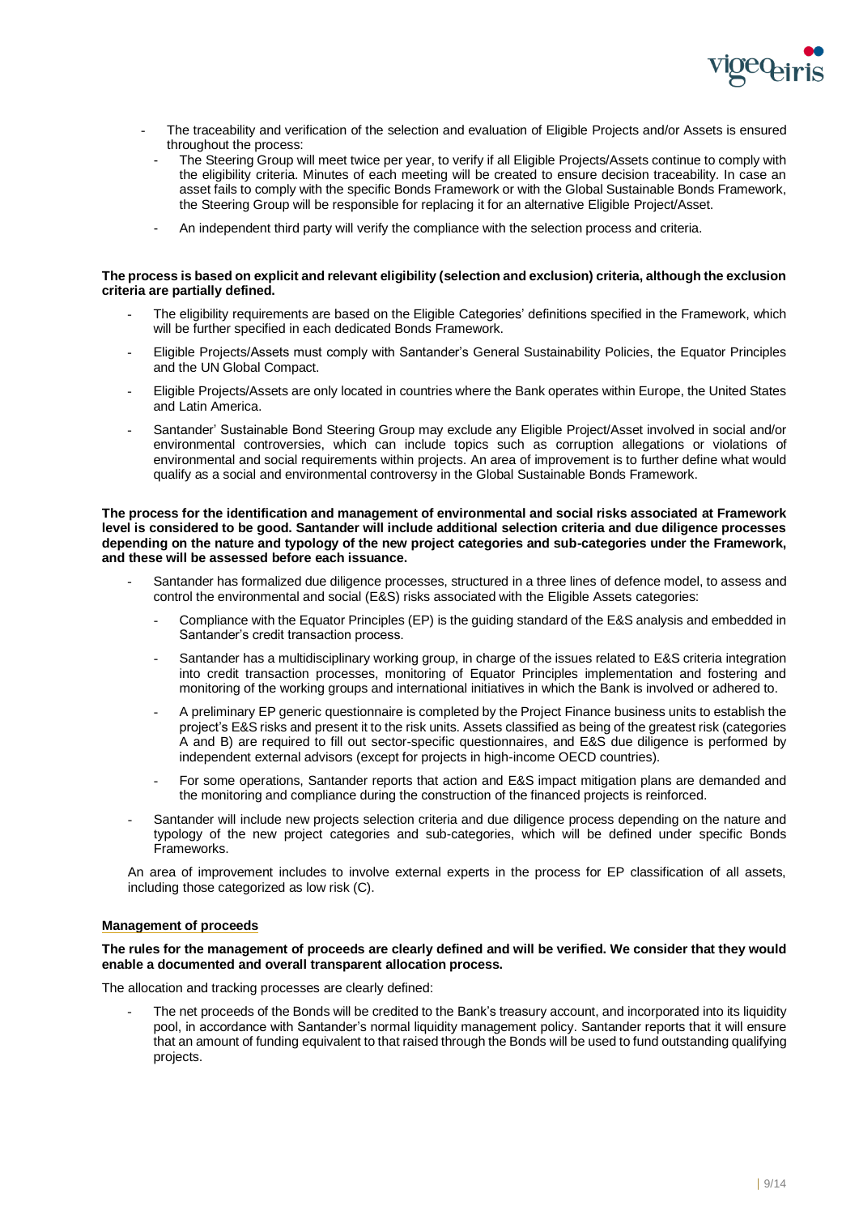- The traceability and verification of the selection and evaluation of Eligible Projects and/or Assets is ensured throughout the process:
  - The Steering Group will meet twice per year, to verify if all Eligible Projects/Assets continue to comply with the eligibility criteria. Minutes of each meeting will be created to ensure decision traceability. In case an asset fails to comply with the specific Bonds Framework or with the Global Sustainable Bonds Framework, the Steering Group will be responsible for replacing it for an alternative Eligible Project/Asset.
  - An independent third party will verify the compliance with the selection process and criteria.

**The process is based on explicit and relevant eligibility (selection and exclusion) criteria, although the exclusion criteria are partially defined.**

- The eligibility requirements are based on the Eligible Categories' definitions specified in the Framework, which will be further specified in each dedicated Bonds Framework.
- Eligible Projects/Assets must comply with Santander's General Sustainability Policies, the Equator Principles and the UN Global Compact.
- Eligible Projects/Assets are only located in countries where the Bank operates within Europe, the United States and Latin America.
- Santander' Sustainable Bond Steering Group may exclude any Eligible Project/Asset involved in social and/or environmental controversies, which can include topics such as corruption allegations or violations of environmental and social requirements within projects. An area of improvement is to further define what would qualify as a social and environmental controversy in the Global Sustainable Bonds Framework.

**The process for the identification and management of environmental and social risks associated at Framework level is considered to be good. Santander will include additional selection criteria and due diligence processes depending on the nature and typology of the new project categories and sub-categories under the Framework, and these will be assessed before each issuance.**

- Santander has formalized due diligence processes, structured in a three lines of defence model, to assess and control the environmental and social (E&S) risks associated with the Eligible Assets categories:
  - Compliance with the Equator Principles (EP) is the guiding standard of the E&S analysis and embedded in Santander's credit transaction process.
  - Santander has a multidisciplinary working group, in charge of the issues related to E&S criteria integration into credit transaction processes, monitoring of Equator Principles implementation and fostering and monitoring of the working groups and international initiatives in which the Bank is involved or adhered to.
  - A preliminary EP generic questionnaire is completed by the Project Finance business units to establish the project's E&S risks and present it to the risk units. Assets classified as being of the greatest risk (categories A and B) are required to fill out sector-specific questionnaires, and E&S due diligence is performed by independent external advisors (except for projects in high-income OECD countries).
  - For some operations, Santander reports that action and E&S impact mitigation plans are demanded and the monitoring and compliance during the construction of the financed projects is reinforced.
- Santander will include new projects selection criteria and due diligence process depending on the nature and typology of the new project categories and sub-categories, which will be defined under specific Bonds Frameworks.

An area of improvement includes to involve external experts in the process for EP classification of all assets, including those categorized as low risk (C).

## Management of proceeds

**The rules for the management of proceeds are clearly defined and will be verified. We consider that they would enable a documented and overall transparent allocation process.**

The allocation and tracking processes are clearly defined:

- The net proceeds of the Bonds will be credited to the Bank's treasury account, and incorporated into its liquidity pool, in accordance with Santander's normal liquidity management policy. Santander reports that it will ensure that an amount of funding equivalent to that raised through the Bonds will be used to fund outstanding qualifying projects.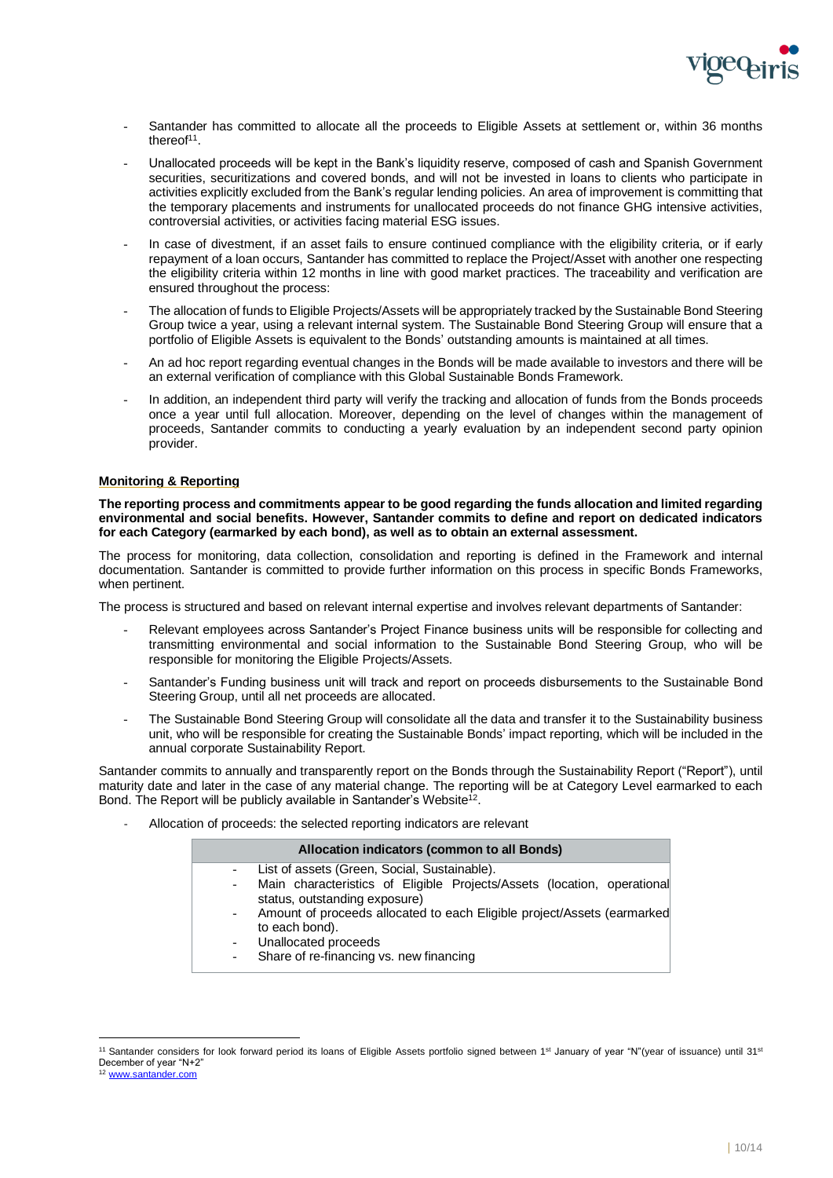- Santander has committed to allocate all the proceeds to Eligible Assets at settlement or, within 36 months thereof[11].
- Unallocated proceeds will be kept in the Bank's liquidity reserve, composed of cash and Spanish Government securities, securitizations and covered bonds, and will not be invested in loans to clients who participate in activities explicitly excluded from the Bank's regular lending policies. An area of improvement is committing that the temporary placements and instruments for unallocated proceeds do not finance GHG intensive activities, controversial activities, or activities facing material ESG issues.
- In case of divestment, if an asset fails to ensure continued compliance with the eligibility criteria, or if early repayment of a loan occurs, Santander has committed to replace the Project/Asset with another one respecting the eligibility criteria within 12 months in line with good market practices. The traceability and verification are ensured throughout the process:
- The allocation of funds to Eligible Projects/Assets will be appropriately tracked by the Sustainable Bond Steering Group twice a year, using a relevant internal system. The Sustainable Bond Steering Group will ensure that a portfolio of Eligible Assets is equivalent to the Bonds' outstanding amounts is maintained at all times.
- An ad hoc report regarding eventual changes in the Bonds will be made available to investors and there will be an external verification of compliance with this Global Sustainable Bonds Framework.
- In addition, an independent third party will verify the tracking and allocation of funds from the Bonds proceeds once a year until full allocation. Moreover, depending on the level of changes within the management of proceeds, Santander commits to conducting a yearly evaluation by an independent second party opinion provider.

## Monitoring & Reporting

**The reporting process and commitments appear to be good regarding the funds allocation and limited regarding environmental and social benefits. However, Santander commits to define and report on dedicated indicators for each Category (earmarked by each bond), as well as to obtain an external assessment.**

The process for monitoring, data collection, consolidation and reporting is defined in the Framework and internal documentation. Santander is committed to provide further information on this process in specific Bonds Frameworks, when pertinent.

The process is structured and based on relevant internal expertise and involves relevant departments of Santander:

- Relevant employees across Santander's Project Finance business units will be responsible for collecting and transmitting environmental and social information to the Sustainable Bond Steering Group, who will be responsible for monitoring the Eligible Projects/Assets.
- Santander's Funding business unit will track and report on proceeds disbursements to the Sustainable Bond Steering Group, until all net proceeds are allocated.
- The Sustainable Bond Steering Group will consolidate all the data and transfer it to the Sustainability business unit, who will be responsible for creating the Sustainable Bonds' impact reporting, which will be included in the annual corporate Sustainability Report.

Santander commits to annually and transparently report on the Bonds through the Sustainability Report ("Report"), until maturity date and later in the case of any material change. The reporting will be at Category Level earmarked to each Bond. The Report will be publicly available in Santander's Website[12].

- Allocation of proceeds: the selected reporting indicators are relevant

| Allocation indicators (common to all Bonds) |
|---|
| - List of assets (Green, Social, Sustainable).<br>- Main characteristics of Eligible Projects/Assets (location, operational status, outstanding exposure)<br>- Amount of proceeds allocated to each Eligible project/Assets (earmarked to each bond).<br>- Unallocated proceeds<br>- Share of re-financing vs. new financing |

[11] Santander considers for look forward period its loans of Eligible Assets portfolio signed between 1st January of year "N"(year of issuance) until 31st December of year "N+2"

[12] www.santander.com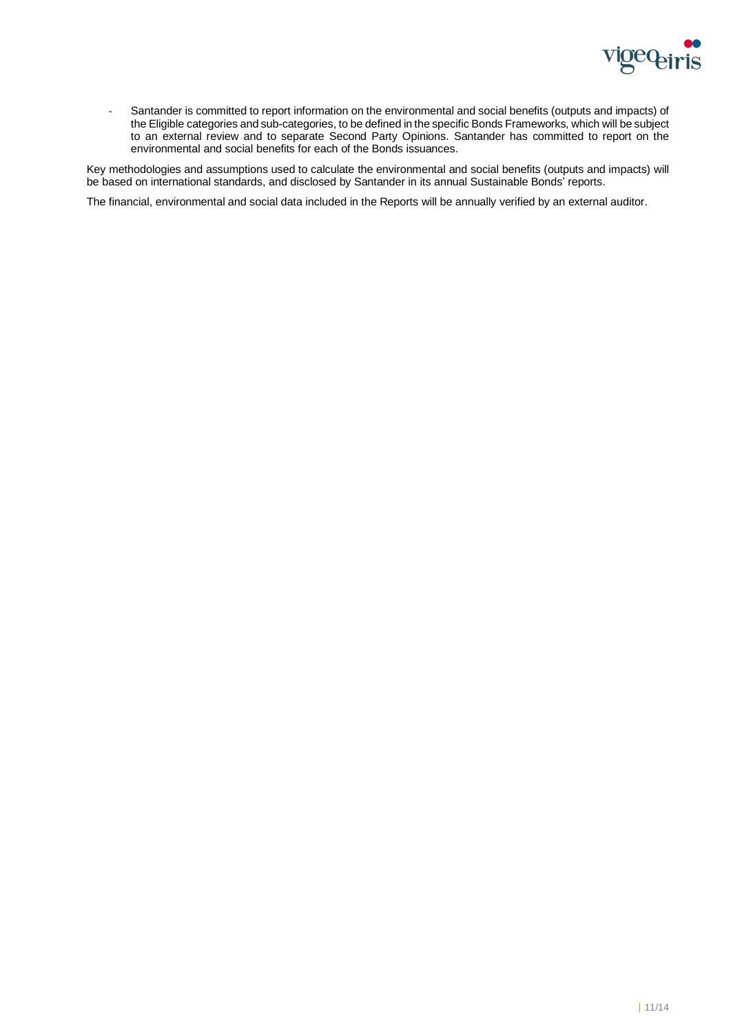- Santander is committed to report information on the environmental and social benefits (outputs and impacts) of the Eligible categories and sub-categories, to be defined in the specific Bonds Frameworks, which will be subject to an external review and to separate Second Party Opinions. Santander has committed to report on the environmental and social benefits for each of the Bonds issuances.

Key methodologies and assumptions used to calculate the environmental and social benefits (outputs and impacts) will be based on international standards, and disclosed by Santander in its annual Sustainable Bonds' reports.

The financial, environmental and social data included in the Reports will be annually verified by an external auditor.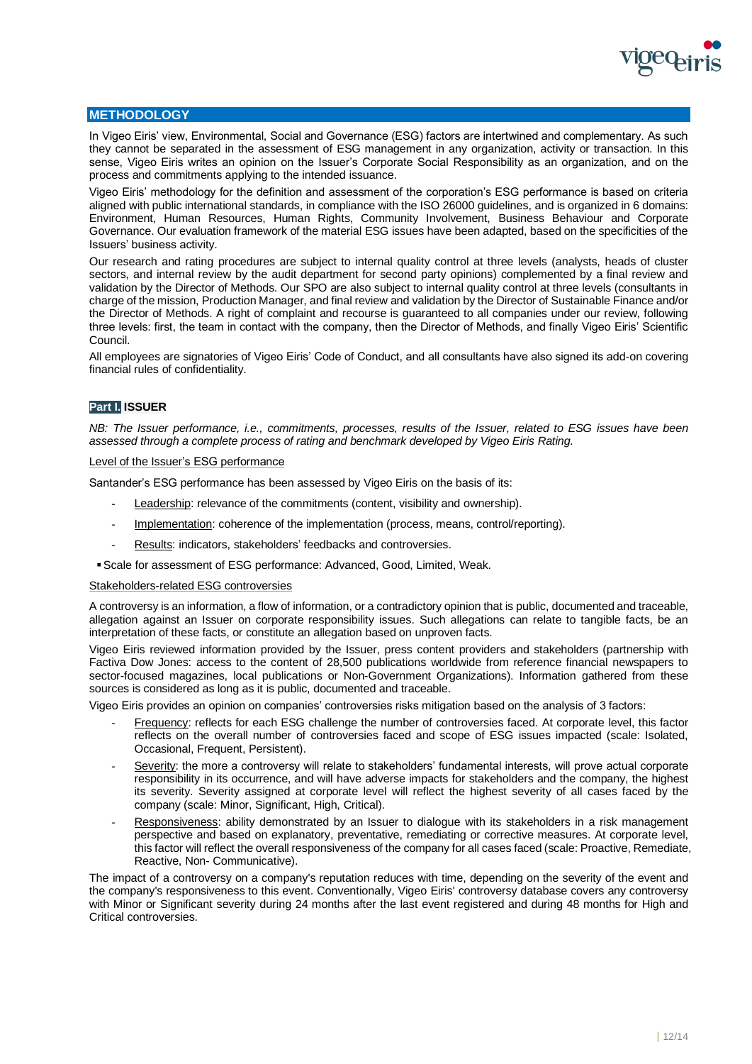## METHODOLOGY

In Vigeo Eiris' view, Environmental, Social and Governance (ESG) factors are intertwined and complementary. As such they cannot be separated in the assessment of ESG management in any organization, activity or transaction. In this sense, Vigeo Eiris writes an opinion on the Issuer's Corporate Social Responsibility as an organization, and on the process and commitments applying to the intended issuance.

Vigeo Eiris' methodology for the definition and assessment of the corporation's ESG performance is based on criteria aligned with public international standards, in compliance with the ISO 26000 guidelines, and is organized in 6 domains: Environment, Human Resources, Human Rights, Community Involvement, Business Behaviour and Corporate Governance. Our evaluation framework of the material ESG issues have been adapted, based on the specificities of the Issuers' business activity.

Our research and rating procedures are subject to internal quality control at three levels (analysts, heads of cluster sectors, and internal review by the audit department for second party opinions) complemented by a final review and validation by the Director of Methods. Our SPO are also subject to internal quality control at three levels (consultants in charge of the mission, Production Manager, and final review and validation by the Director of Sustainable Finance and/or the Director of Methods. A right of complaint and recourse is guaranteed to all companies under our review, following three levels: first, the team in contact with the company, then the Director of Methods, and finally Vigeo Eiris' Scientific Council.

All employees are signatories of Vigeo Eiris' Code of Conduct, and all consultants have also signed its add-on covering financial rules of confidentiality.

### Part I. ISSUER

*NB: The Issuer performance, i.e., commitments, processes, results of the Issuer, related to ESG issues have been assessed through a complete process of rating and benchmark developed by Vigeo Eiris Rating.*

<u>Level of the Issuer's ESG performance</u>

Santander's ESG performance has been assessed by Vigeo Eiris on the basis of its:

- <u>Leadership</u>: relevance of the commitments (content, visibility and ownership).
- <u>Implementation</u>: coherence of the implementation (process, means, control/reporting).
- <u>Results</u>: indicators, stakeholders' feedbacks and controversies.

- Scale for assessment of ESG performance: Advanced, Good, Limited, Weak.

<u>Stakeholders-related ESG controversies</u>

A controversy is an information, a flow of information, or a contradictory opinion that is public, documented and traceable, allegation against an Issuer on corporate responsibility issues. Such allegations can relate to tangible facts, be an interpretation of these facts, or constitute an allegation based on unproven facts.

Vigeo Eiris reviewed information provided by the Issuer, press content providers and stakeholders (partnership with Factiva Dow Jones: access to the content of 28,500 publications worldwide from reference financial newspapers to sector-focused magazines, local publications or Non-Government Organizations). Information gathered from these sources is considered as long as it is public, documented and traceable.

Vigeo Eiris provides an opinion on companies' controversies risks mitigation based on the analysis of 3 factors:

- <u>Frequency</u>: reflects for each ESG challenge the number of controversies faced. At corporate level, this factor reflects on the overall number of controversies faced and scope of ESG issues impacted (scale: Isolated, Occasional, Frequent, Persistent).
- <u>Severity</u>: the more a controversy will relate to stakeholders' fundamental interests, will prove actual corporate responsibility in its occurrence, and will have adverse impacts for stakeholders and the company, the highest its severity. Severity assigned at corporate level will reflect the highest severity of all cases faced by the company (scale: Minor, Significant, High, Critical).
- <u>Responsiveness</u>: ability demonstrated by an Issuer to dialogue with its stakeholders in a risk management perspective and based on explanatory, preventative, remediating or corrective measures. At corporate level, this factor will reflect the overall responsiveness of the company for all cases faced (scale: Proactive, Remediate, Reactive, Non- Communicative).

The impact of a controversy on a company's reputation reduces with time, depending on the severity of the event and the company's responsiveness to this event. Conventionally, Vigeo Eiris' controversy database covers any controversy with Minor or Significant severity during 24 months after the last event registered and during 48 months for High and Critical controversies.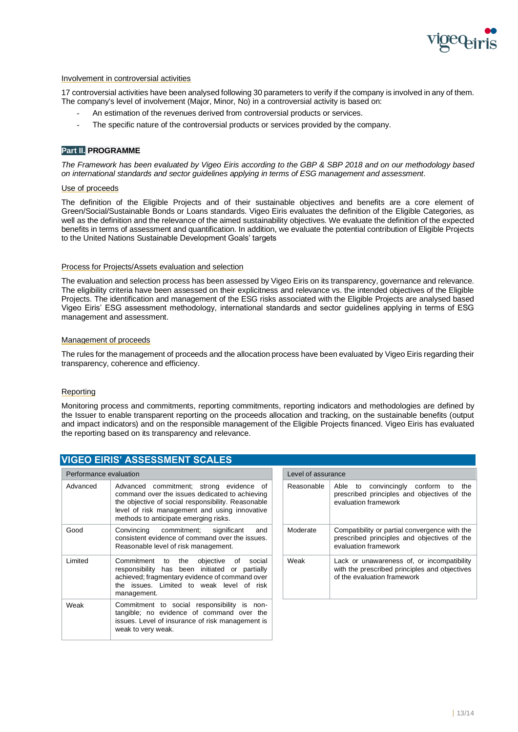Involvement in controversial activities

17 controversial activities have been analysed following 30 parameters to verify if the company is involved in any of them. The company's level of involvement (Major, Minor, No) in a controversial activity is based on:

- An estimation of the revenues derived from controversial products or services.
- The specific nature of the controversial products or services provided by the company.

## Part II. PROGRAMME

*The Framework has been evaluated by Vigeo Eiris according to the GBP & SBP 2018 and on our methodology based on international standards and sector guidelines applying in terms of ESG management and assessment.*

Use of proceeds

The definition of the Eligible Projects and of their sustainable objectives and benefits are a core element of Green/Social/Sustainable Bonds or Loans standards. Vigeo Eiris evaluates the definition of the Eligible Categories, as well as the definition and the relevance of the aimed sustainability objectives. We evaluate the definition of the expected benefits in terms of assessment and quantification. In addition, we evaluate the potential contribution of Eligible Projects to the United Nations Sustainable Development Goals' targets

Process for Projects/Assets evaluation and selection

The evaluation and selection process has been assessed by Vigeo Eiris on its transparency, governance and relevance. The eligibility criteria have been assessed on their explicitness and relevance vs. the intended objectives of the Eligible Projects. The identification and management of the ESG risks associated with the Eligible Projects are analysed based Vigeo Eiris' ESG assessment methodology, international standards and sector guidelines applying in terms of ESG management and assessment.

Management of proceeds

The rules for the management of proceeds and the allocation process have been evaluated by Vigeo Eiris regarding their transparency, coherence and efficiency.

Reporting

Monitoring process and commitments, reporting commitments, reporting indicators and methodologies are defined by the Issuer to enable transparent reporting on the proceeds allocation and tracking, on the sustainable benefits (output and impact indicators) and on the responsible management of the Eligible Projects financed. Vigeo Eiris has evaluated the reporting based on its transparency and relevance.

## VIGEO EIRIS' ASSESSMENT SCALES

| Performance evaluation | |
|---|---|
| Advanced | Advanced commitment; strong evidence of command over the issues dedicated to achieving the objective of social responsibility. Reasonable level of risk management and using innovative methods to anticipate emerging risks. |
| Good | Convincing commitment; significant and consistent evidence of command over the issues. Reasonable level of risk management. |
| Limited | Commitment to the objective of social responsibility has been initiated or partially achieved; fragmentary evidence of command over the issues. Limited to weak level of risk management. |
| Weak | Commitment to social responsibility is non-tangible; no evidence of command over the issues. Level of insurance of risk management is weak to very weak. |

| Level of assurance | |
|---|---|
| Reasonable | Able to convincingly conform to the prescribed principles and objectives of the evaluation framework |
| Moderate | Compatibility or partial convergence with the prescribed principles and objectives of the evaluation framework |
| Weak | Lack or unawareness of, or incompatibility with the prescribed principles and objectives of the evaluation framework |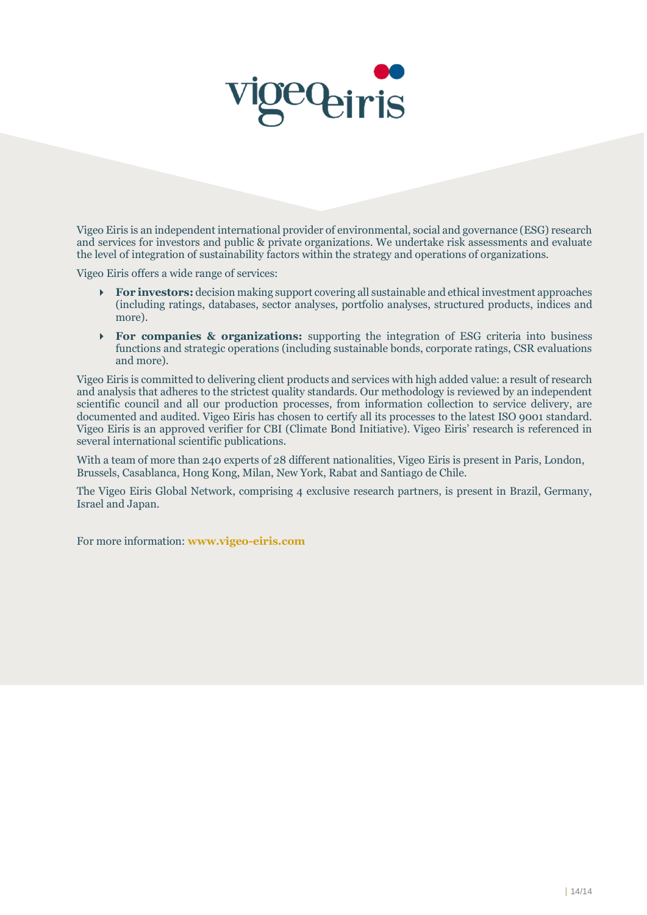Vigeo Eiris is an independent international provider of environmental, social and governance (ESG) research and services for investors and public & private organizations. We undertake risk assessments and evaluate the level of integration of sustainability factors within the strategy and operations of organizations.

Vigeo Eiris offers a wide range of services:

- **For investors:** decision making support covering all sustainable and ethical investment approaches (including ratings, databases, sector analyses, portfolio analyses, structured products, indices and more).
- **For companies & organizations:** supporting the integration of ESG criteria into business functions and strategic operations (including sustainable bonds, corporate ratings, CSR evaluations and more).

Vigeo Eiris is committed to delivering client products and services with high added value: a result of research and analysis that adheres to the strictest quality standards. Our methodology is reviewed by an independent scientific council and all our production processes, from information collection to service delivery, are documented and audited. Vigeo Eiris has chosen to certify all its processes to the latest ISO 9001 standard. Vigeo Eiris is an approved verifier for CBI (Climate Bond Initiative). Vigeo Eiris' research is referenced in several international scientific publications.

With a team of more than 240 experts of 28 different nationalities, Vigeo Eiris is present in Paris, London, Brussels, Casablanca, Hong Kong, Milan, New York, Rabat and Santiago de Chile.

The Vigeo Eiris Global Network, comprising 4 exclusive research partners, is present in Brazil, Germany, Israel and Japan.

For more information: **www.vigeo-eiris.com**